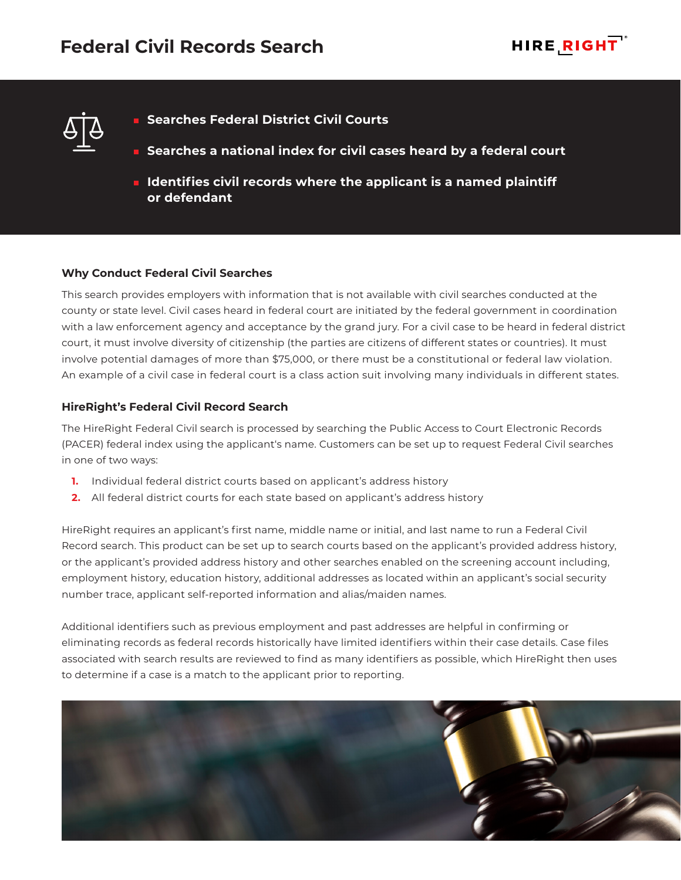# Federal Civil Records Search

- **Searches Federal District Civil Courts**
- **Searches a national index for civil cases heard by a federal court**
- **Identifies civil records where the applicant is a named plaintiff or defendant**

### Why Conduct Federal Civil Searches

This search provides employers with information that is not available with civil searches conducted at the county or state level. Civil cases heard in federal court are initiated by the federal government in coordination with a law enforcement agency and acceptance by the grand jury. For a civil case to be heard in federal district court, it must involve diversity of citizenship (the parties are citizens of different states or countries). It must involve potential damages of more than $75,000, or there must be a constitutional or federal law violation. An example of a civil case in federal court is a class action suit involving many individuals in different states.

### HireRight's Federal Civil Record Search

The HireRight Federal Civil search is processed by searching the Public Access to Court Electronic Records (PACER) federal index using the applicant's name. Customers can be set up to request Federal Civil searches in one of two ways:

1. Individual federal district courts based on applicant's address history
2. All federal district courts for each state based on applicant's address history

HireRight requires an applicant's first name, middle name or initial, and last name to run a Federal Civil Record search. This product can be set up to search courts based on the applicant's provided address history, or the applicant's provided address history and other searches enabled on the screening account including, employment history, education history, additional addresses as located within an applicant's social security number trace, applicant self-reported information and alias/maiden names.

Additional identifiers such as previous employment and past addresses are helpful in confirming or eliminating records as federal records historically have limited identifiers within their case details. Case files associated with search results are reviewed to find as many identifiers as possible, which HireRight then uses to determine if a case is a match to the applicant prior to reporting.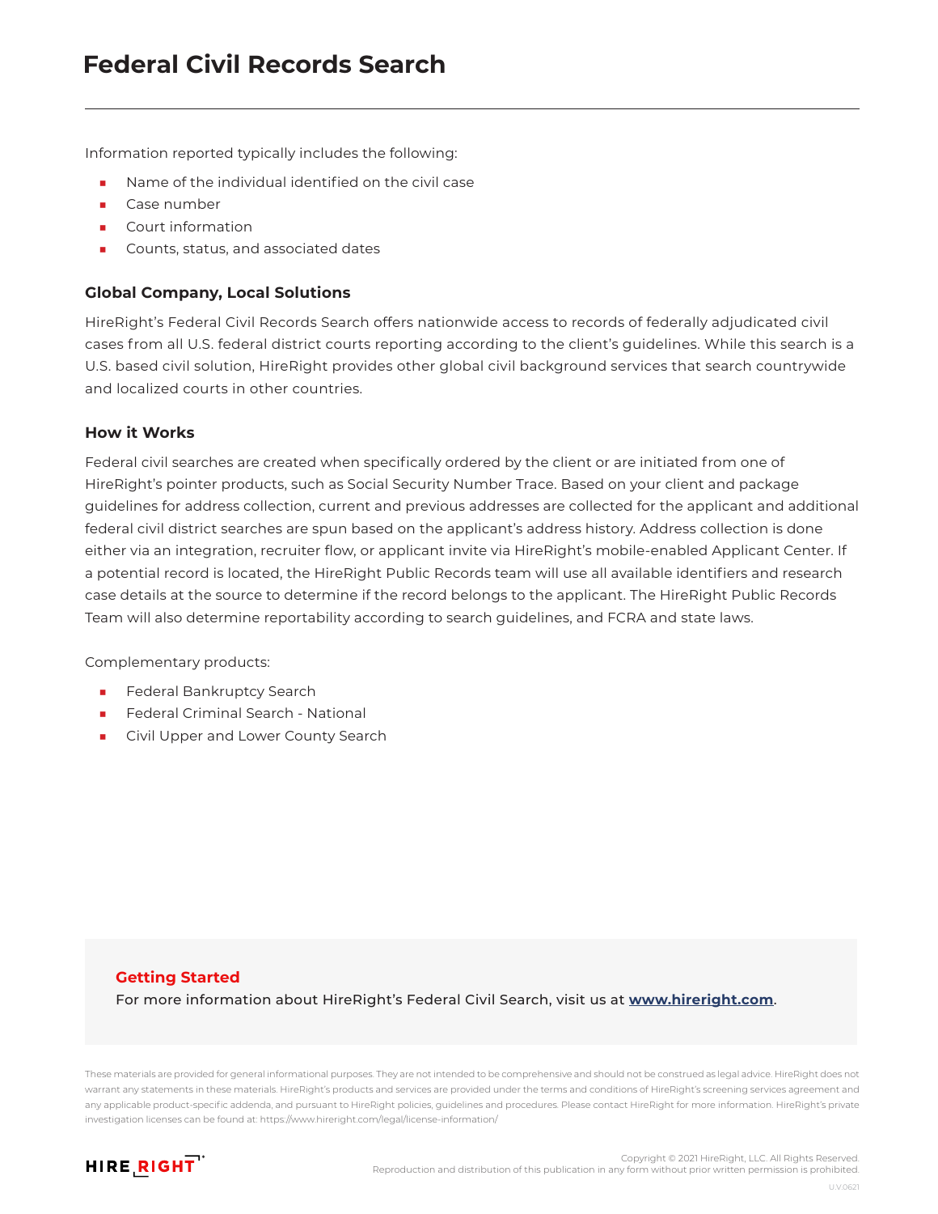# Federal Civil Records Search

Information reported typically includes the following:

- Name of the individual identified on the civil case
- Case number
- Court information
- Counts, status, and associated dates

## Global Company, Local Solutions

HireRight's Federal Civil Records Search offers nationwide access to records of federally adjudicated civil cases from all U.S. federal district courts reporting according to the client's guidelines. While this search is a U.S. based civil solution, HireRight provides other global civil background services that search countrywide and localized courts in other countries.

## How it Works

Federal civil searches are created when specifically ordered by the client or are initiated from one of HireRight's pointer products, such as Social Security Number Trace. Based on your client and package guidelines for address collection, current and previous addresses are collected for the applicant and additional federal civil district searches are spun based on the applicant's address history. Address collection is done either via an integration, recruiter flow, or applicant invite via HireRight's mobile-enabled Applicant Center. If a potential record is located, the HireRight Public Records team will use all available identifiers and research case details at the source to determine if the record belongs to the applicant. The HireRight Public Records Team will also determine reportability according to search guidelines, and FCRA and state laws.

Complementary products:

- Federal Bankruptcy Search
- Federal Criminal Search - National
- Civil Upper and Lower County Search

**Getting Started**

For more information about HireRight's Federal Civil Search, visit us at **www.hireright.com**.

These materials are provided for general informational purposes. They are not intended to be comprehensive and should not be construed as legal advice. HireRight does not warrant any statements in these materials. HireRight's products and services are provided under the terms and conditions of HireRight's screening services agreement and any applicable product-specific addenda, and pursuant to HireRight policies, guidelines and procedures. Please contact HireRight for more information. HireRight's private investigation licenses can be found at: https://www.hireright.com/legal/license-information/

HIRERIGHT

Copyright © 2021 HireRight, LLC. All Rights Reserved.
Reproduction and distribution of this publication in any form without prior written permission is prohibited.

U.V.0621